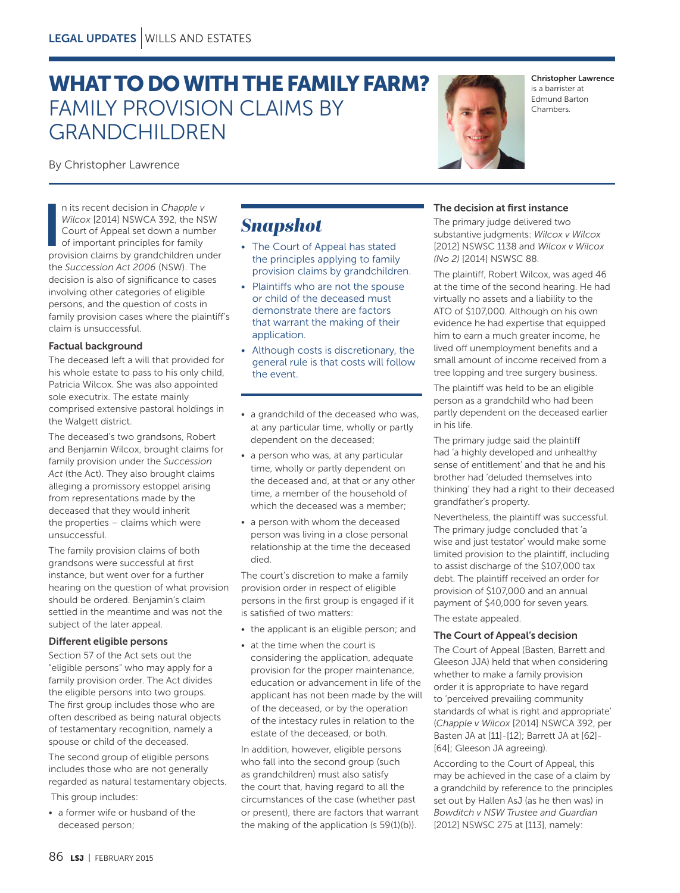LEGAL UPDATES | WILLS AND ESTATES

# WHAT TO DO WITH THE FAMILY FARM? FAMILY PROVISION CLAIMS BY GRANDCHILDREN

By Christopher Lawrence

**Christopher Lawrence** is a barrister at Edmund Barton Chambers.

In its recent decision in *Chapple v Wilcox* [2014] NSWCA 392, the NSW Court of Appeal set down a number of important principles for family provision claims by grandchildren under the *Succession Act 2006* (NSW). The decision is also of significance to cases involving other categories of eligible persons, and the question of costs in family provision cases where the plaintiff's claim is unsuccessful.

## Snapshot

- The Court of Appeal has stated the principles applying to family provision claims by grandchildren.
- Plaintiffs who are not the spouse or child of the deceased must demonstrate there are factors that warrant the making of their application.
- Although costs is discretionary, the general rule is that costs will follow the event.

### Factual background

The deceased left a will that provided for his whole estate to pass to his only child, Patricia Wilcox. She was also appointed sole executrix. The estate mainly comprised extensive pastoral holdings in the Walgett district.

The deceased's two grandsons, Robert and Benjamin Wilcox, brought claims for family provision under the *Succession Act* (the Act). They also brought claims alleging a promissory estoppel arising from representations made by the deceased that they would inherit the properties – claims which were unsuccessful.

The family provision claims of both grandsons were successful at first instance, but went over for a further hearing on the question of what provision should be ordered. Benjamin's claim settled in the meantime and was not the subject of the later appeal.

### Different eligible persons

Section 57 of the Act sets out the "eligible persons" who may apply for a family provision order. The Act divides the eligible persons into two groups. The first group includes those who are often described as being natural objects of testamentary recognition, namely a spouse or child of the deceased.

The second group of eligible persons includes those who are not generally regarded as natural testamentary objects.

This group includes:

- a former wife or husband of the deceased person;
- a grandchild of the deceased who was, at any particular time, wholly or partly dependent on the deceased;
- a person who was, at any particular time, wholly or partly dependent on the deceased and, at that or any other time, a member of the household of which the deceased was a member;
- a person with whom the deceased person was living in a close personal relationship at the time the deceased died.

The court's discretion to make a family provision order in respect of eligible persons in the first group is engaged if it is satisfied of two matters:

- the applicant is an eligible person; and
- at the time when the court is considering the application, adequate provision for the proper maintenance, education or advancement in life of the applicant has not been made by the will of the deceased, or by the operation of the intestacy rules in relation to the estate of the deceased, or both.

In addition, however, eligible persons who fall into the second group (such as grandchildren) must also satisfy the court that, having regard to all the circumstances of the case (whether past or present), there are factors that warrant the making of the application (s 59(1)(b)).

### The decision at first instance

The primary judge delivered two substantive judgments: *Wilcox v Wilcox* [2012] NSWSC 1138 and *Wilcox v Wilcox (No 2)* [2014] NSWSC 88.

The plaintiff, Robert Wilcox, was aged 46 at the time of the second hearing. He had virtually no assets and a liability to the ATO of $107,000. Although on his own evidence he had expertise that equipped him to earn a much greater income, he lived off unemployment benefits and a small amount of income received from a tree lopping and tree surgery business.

The plaintiff was held to be an eligible person as a grandchild who had been partly dependent on the deceased earlier in his life.

The primary judge said the plaintiff had 'a highly developed and unhealthy sense of entitlement' and that he and his brother had 'deluded themselves into thinking' they had a right to their deceased grandfather's property.

Nevertheless, the plaintiff was successful. The primary judge concluded that 'a wise and just testator' would make some limited provision to the plaintiff, including to assist discharge of the $107,000 tax debt. The plaintiff received an order for provision of $107,000 and an annual payment of $40,000 for seven years.

The estate appealed.

### The Court of Appeal's decision

The Court of Appeal (Basten, Barrett and Gleeson JJA) held that when considering whether to make a family provision order it is appropriate to have regard to 'perceived prevailing community standards of what is right and appropriate' (*Chapple v Wilcox* [2014] NSWCA 392, per Basten JA at [11]-[12]; Barrett JA at [62]-[64]; Gleeson JA agreeing).

According to the Court of Appeal, this may be achieved in the case of a claim by a grandchild by reference to the principles set out by Hallen AsJ (as he then was) in *Bowditch v NSW Trustee and Guardian* [2012] NSWSC 275 at [113], namely: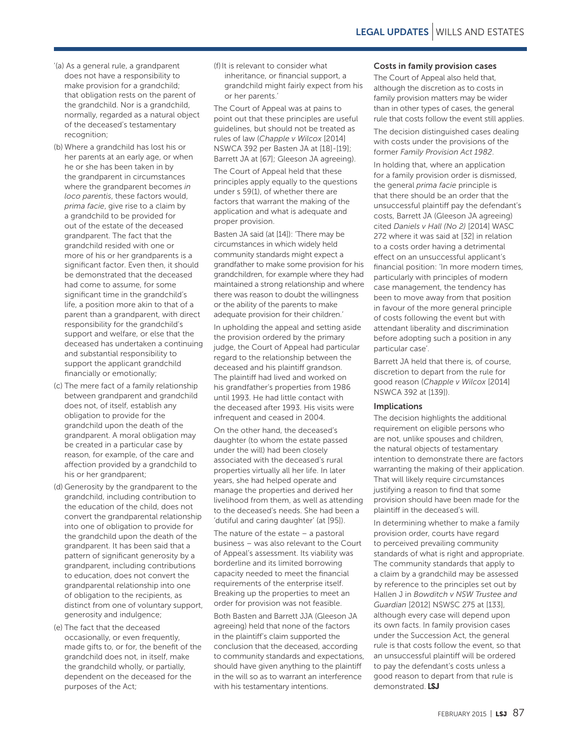'(a) As a general rule, a grandparent does not have a responsibility to make provision for a grandchild; that obligation rests on the parent of the grandchild. Nor is a grandchild, normally, regarded as a natural object of the deceased's testamentary recognition;

(b) Where a grandchild has lost his or her parents at an early age, or when he or she has been taken in by the grandparent in circumstances where the grandparent becomes *in loco parentis*, these factors would, *prima facie*, give rise to a claim by a grandchild to be provided for out of the estate of the deceased grandparent. The fact that the grandchild resided with one or more of his or her grandparents is a significant factor. Even then, it should be demonstrated that the deceased had come to assume, for some significant time in the grandchild's life, a position more akin to that of a parent than a grandparent, with direct responsibility for the grandchild's support and welfare, or else that the deceased has undertaken a continuing and substantial responsibility to support the applicant grandchild financially or emotionally;

(c) The mere fact of a family relationship between grandparent and grandchild does not, of itself, establish any obligation to provide for the grandchild upon the death of the grandparent. A moral obligation may be created in a particular case by reason, for example, of the care and affection provided by a grandchild to his or her grandparent;

(d) Generosity by the grandparent to the grandchild, including contribution to the education of the child, does not convert the grandparental relationship into one of obligation to provide for the grandchild upon the death of the grandparent. It has been said that a pattern of significant generosity by a grandparent, including contributions to education, does not convert the grandparental relationship into one of obligation to the recipients, as distinct from one of voluntary support, generosity and indulgence;

(e) The fact that the deceased occasionally, or even frequently, made gifts to, or for, the benefit of the grandchild does not, in itself, make the grandchild wholly, or partially, dependent on the deceased for the purposes of the Act;

(f) It is relevant to consider what inheritance, or financial support, a grandchild might fairly expect from his or her parents.'

The Court of Appeal was at pains to point out that these principles are useful guidelines, but should not be treated as rules of law (*Chapple v Wilcox* [2014] NSWCA 392 per Basten JA at [18]-[19]; Barrett JA at [67]; Gleeson JA agreeing).

The Court of Appeal held that these principles apply equally to the questions under s 59(1), of whether there are factors that warrant the making of the application and what is adequate and proper provision.

Basten JA said (at [14]): 'There may be circumstances in which widely held community standards might expect a grandfather to make some provision for his grandchildren, for example where they had maintained a strong relationship and where there was reason to doubt the willingness or the ability of the parents to make adequate provision for their children.'

In upholding the appeal and setting aside the provision ordered by the primary judge, the Court of Appeal had particular regard to the relationship between the deceased and his plaintiff grandson. The plaintiff had lived and worked on his grandfather's properties from 1986 until 1993. He had little contact with the deceased after 1993. His visits were infrequent and ceased in 2004.

On the other hand, the deceased's daughter (to whom the estate passed under the will) had been closely associated with the deceased's rural properties virtually all her life. In later years, she had helped operate and manage the properties and derived her livelihood from them, as well as attending to the deceased's needs. She had been a 'dutiful and caring daughter' (at [95]).

The nature of the estate – a pastoral business – was also relevant to the Court of Appeal's assessment. Its viability was borderline and its limited borrowing capacity needed to meet the financial requirements of the enterprise itself. Breaking up the properties to meet an order for provision was not feasible.

Both Basten and Barrett JJA (Gleeson JA agreeing) held that none of the factors in the plaintiff's claim supported the conclusion that the deceased, according to community standards and expectations, should have given anything to the plaintiff in the will so as to warrant an interference with his testamentary intentions.

### Costs in family provision cases

The Court of Appeal also held that, although the discretion as to costs in family provision matters may be wider than in other types of cases, the general rule that costs follow the event still applies.

The decision distinguished cases dealing with costs under the provisions of the former *Family Provision Act 1982*.

In holding that, where an application for a family provision order is dismissed, the general *prima facie* principle is that there should be an order that the unsuccessful plaintiff pay the defendant's costs, Barrett JA (Gleeson JA agreeing) cited *Daniels v Hall (No 2)* [2014] WASC 272 where it was said at [32] in relation to a costs order having a detrimental effect on an unsuccessful applicant's financial position: 'In more modern times, particularly with principles of modern case management, the tendency has been to move away from that position in favour of the more general principle of costs following the event but with attendant liberality and discrimination before adopting such a position in any particular case'.

Barrett JA held that there is, of course, discretion to depart from the rule for good reason (*Chapple v Wilcox* [2014] NSWCA 392 at [139]).

### Implications

The decision highlights the additional requirement on eligible persons who are not, unlike spouses and children, the natural objects of testamentary intention to demonstrate there are factors warranting the making of their application. That will likely require circumstances justifying a reason to find that some provision should have been made for the plaintiff in the deceased's will.

In determining whether to make a family provision order, courts have regard to perceived prevailing community standards of what is right and appropriate. The community standards that apply to a claim by a grandchild may be assessed by reference to the principles set out by Hallen J in *Bowditch v NSW Trustee and Guardian* [2012] NSWSC 275 at [133], although every case will depend upon its own facts. In family provision cases under the Succession Act, the general rule is that costs follow the event, so that an unsuccessful plaintiff will be ordered to pay the defendant's costs unless a good reason to depart from that rule is demonstrated. **LSJ**